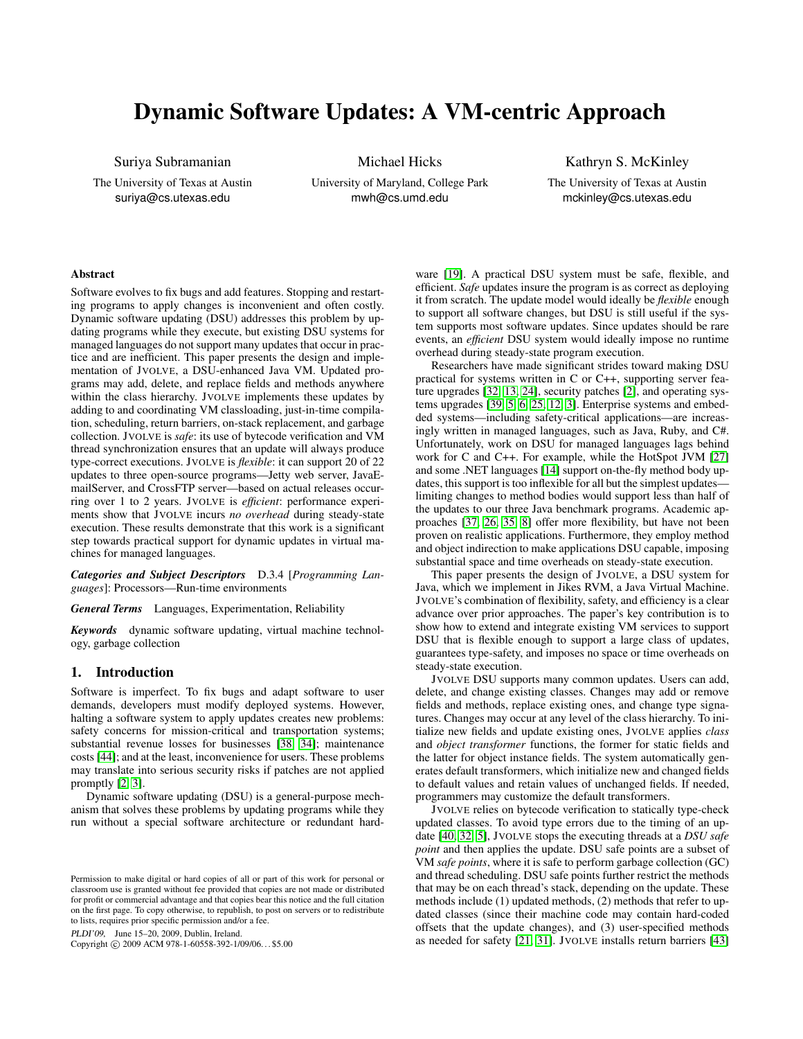# Dynamic Software Updates: A VM-centric Approach

Suriya Subramanian
The University of Texas at Austin
suriya@cs.utexas.edu

Michael Hicks
University of Maryland, College Park
mwh@cs.umd.edu

Kathryn S. McKinley
The University of Texas at Austin
mckinley@cs.utexas.edu

## Abstract

Software evolves to fix bugs and add features. Stopping and restarting programs to apply changes is inconvenient and often costly. Dynamic software updating (DSU) addresses this problem by updating programs while they execute, but existing DSU systems for managed languages do not support many updates that occur in practice and are inefficient. This paper presents the design and implementation of JVOLVE, a DSU-enhanced Java VM. Updated programs may add, delete, and replace fields and methods anywhere within the class hierarchy. JVOLVE implements these updates by adding to and coordinating VM classloading, just-in-time compilation, scheduling, return barriers, on-stack replacement, and garbage collection. JVOLVE is *safe*: its use of bytecode verification and VM thread synchronization ensures that an update will always produce type-correct executions. JVOLVE is *flexible*: it can support 20 of 22 updates to three open-source programs—Jetty web server, JavaEmailServer, and CrossFTP server—based on actual releases occurring over 1 to 2 years. JVOLVE is *efficient*: performance experiments show that JVOLVE incurs *no overhead* during steady-state execution. These results demonstrate that this work is a significant step towards practical support for dynamic updates in virtual machines for managed languages.

***Categories and Subject Descriptors*** D.3.4 [*Programming Languages*]: Processors—Run-time environments

***General Terms*** Languages, Experimentation, Reliability

***Keywords*** dynamic software updating, virtual machine technology, garbage collection

## 1. Introduction

Software is imperfect. To fix bugs and adapt software to user demands, developers must modify deployed systems. However, halting a software system to apply updates creates new problems: safety concerns for mission-critical and transportation systems; substantial revenue losses for businesses [38, 34]; maintenance costs [44]; and at the least, inconvenience for users. These problems may translate into serious security risks if patches are not applied promptly [2, 3].

Dynamic software updating (DSU) is a general-purpose mechanism that solves these problems by updating programs while they run without a special software architecture or redundant hardware [19]. A practical DSU system must be safe, flexible, and efficient. *Safe* updates insure the program is as correct as deploying it from scratch. The update model would ideally be *flexible* enough to support all software changes, but DSU is still useful if the system supports most software updates. Since updates should be rare events, an *efficient* DSU system would ideally impose no runtime overhead during steady-state program execution.

Researchers have made significant strides toward making DSU practical for systems written in C or C++, supporting server feature upgrades [32, 13, 24], security patches [2], and operating systems upgrades [39, 5, 6, 25, 12, 3]. Enterprise systems and embedded systems—including safety-critical applications—are increasingly written in managed languages, such as Java, Ruby, and C#. Unfortunately, work on DSU for managed languages lags behind work for C and C++. For example, while the HotSpot JVM [27] and some .NET languages [14] support on-the-fly method body updates, this support is too inflexible for all but the simplest updates—limiting changes to method bodies would support less than half of the updates to our three Java benchmark programs. Academic approaches [37, 26, 35, 8] offer more flexibility, but have not been proven on realistic applications. Furthermore, they employ method and object indirection to make applications DSU capable, imposing substantial space and time overheads on steady-state execution.

This paper presents the design of JVOLVE, a DSU system for Java, which we implement in Jikes RVM, a Java Virtual Machine. JVOLVE's combination of flexibility, safety, and efficiency is a clear advance over prior approaches. The paper's key contribution is to show how to extend and integrate existing VM services to support DSU that is flexible enough to support a large class of updates, guarantees type-safety, and imposes no space or time overheads on steady-state execution.

JVOLVE DSU supports many common updates. Users can add, delete, and change existing classes. Changes may add or remove fields and methods, replace existing ones, and change type signatures. Changes may occur at any level of the class hierarchy. To initialize new fields and update existing ones, JVOLVE applies *class* and *object transformer* functions, the former for static fields and the latter for object instance fields. The system automatically generates default transformers, which initialize new and changed fields to default values and retain values of unchanged fields. If needed, programmers may customize the default transformers.

JVOLVE relies on bytecode verification to statically type-check updated classes. To avoid type errors due to the timing of an update [40, 32, 5], JVOLVE stops the executing threads at a *DSU safe point* and then applies the update. DSU safe points are a subset of VM *safe points*, where it is safe to perform garbage collection (GC) and thread scheduling. DSU safe points further restrict the methods that may be on each thread's stack, depending on the update. These methods include (1) updated methods, (2) methods that refer to updated classes (since their machine code may contain hard-coded offsets that the update changes), and (3) user-specified methods as needed for safety [21, 31]. JVOLVE installs return barriers [43]

Permission to make digital or hard copies of all or part of this work for personal or classroom use is granted without fee provided that copies are not made or distributed for profit or commercial advantage and that copies bear this notice and the full citation on the first page. To copy otherwise, to republish, to post on servers or to redistribute to lists, requires prior specific permission and/or a fee.
*PLDI'09,* June 15–20, 2009, Dublin, Ireland.
Copyright © 2009 ACM 978-1-60558-392-1/09/06...$5.00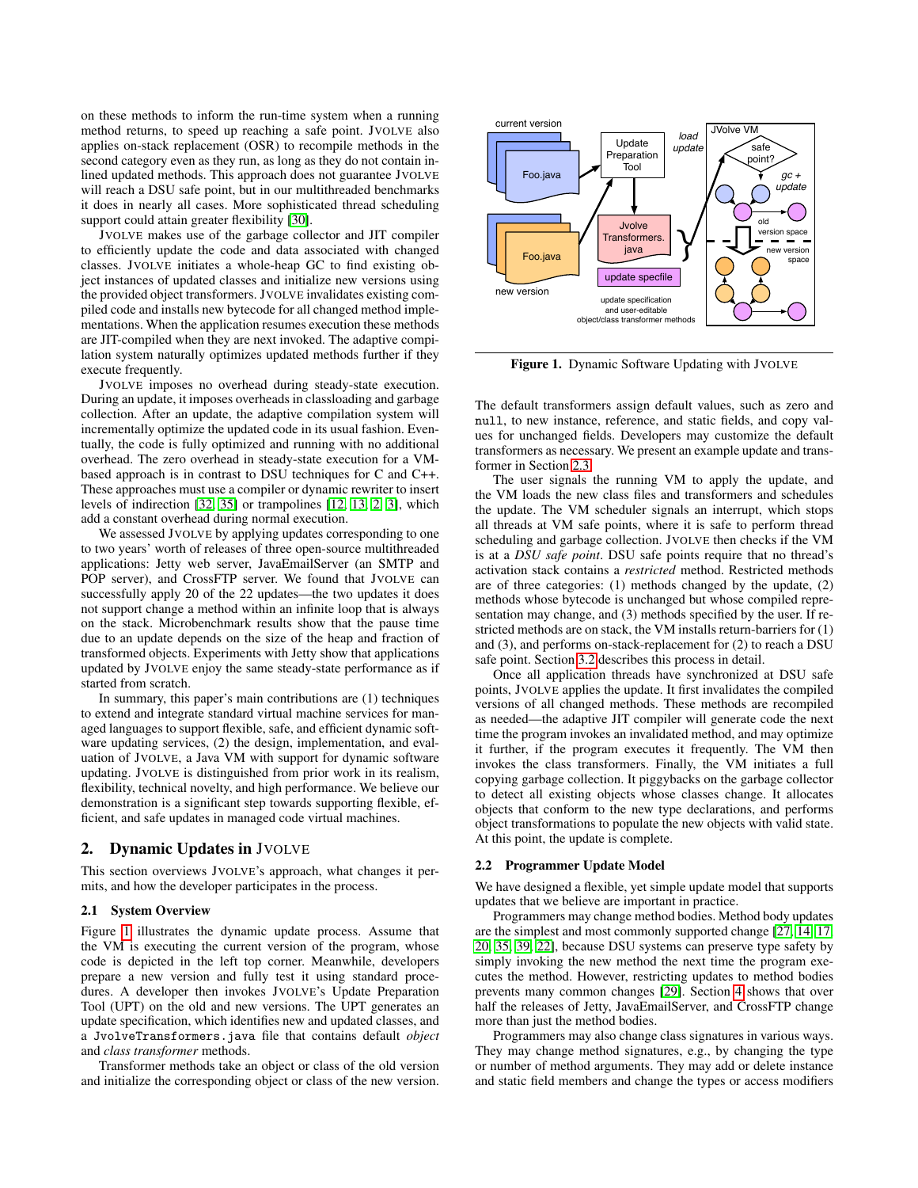on these methods to inform the run-time system when a running method returns, to speed up reaching a safe point. JVOLVE also applies on-stack replacement (OSR) to recompile methods in the second category even as they run, as long as they do not contain inlined updated methods. This approach does not guarantee JVOLVE will reach a DSU safe point, but in our multithreaded benchmarks it does in nearly all cases. More sophisticated thread scheduling support could attain greater flexibility [30].

JVOLVE makes use of the garbage collector and JIT compiler to efficiently update the code and data associated with changed classes. JVOLVE initiates a whole-heap GC to find existing object instances of updated classes and initialize new versions using the provided object transformers. JVOLVE invalidates existing compiled code and installs new bytecode for all changed method implementations. When the application resumes execution these methods are JIT-compiled when they are next invoked. The adaptive compilation system naturally optimizes updated methods further if they execute frequently.

JVOLVE imposes no overhead during steady-state execution. During an update, it imposes overheads in classloading and garbage collection. After an update, the adaptive compilation system will incrementally optimize the updated code in its usual fashion. Eventually, the code is fully optimized and running with no additional overhead. The zero overhead in steady-state execution for a VM-based approach is in contrast to DSU techniques for C and C++. These approaches must use a compiler or dynamic rewriter to insert levels of indirection [32, 35] or trampolines [12, 13, 2, 3], which add a constant overhead during normal execution.

We assessed JVOLVE by applying updates corresponding to one to two years' worth of releases of three open-source multithreaded applications: Jetty web server, JavaEmailServer (an SMTP and POP server), and CrossFTP server. We found that JVOLVE can successfully apply 20 of the 22 updates—the two updates it does not support change a method within an infinite loop that is always on the stack. Microbenchmark results show that the pause time due to an update depends on the size of the heap and fraction of transformed objects. Experiments with Jetty show that applications updated by JVOLVE enjoy the same steady-state performance as if started from scratch.

In summary, this paper's main contributions are (1) techniques to extend and integrate standard virtual machine services for managed languages to support flexible, safe, and efficient dynamic software updating services, (2) the design, implementation, and evaluation of JVOLVE, a Java VM with support for dynamic software updating. JVOLVE is distinguished from prior work in its realism, flexibility, technical novelty, and high performance. We believe our demonstration is a significant step towards supporting flexible, efficient, and safe updates in managed code virtual machines.

## 2. Dynamic Updates in JVOLVE

This section overviews JVOLVE's approach, what changes it permits, and how the developer participates in the process.

### 2.1 System Overview

Figure 1 illustrates the dynamic update process. Assume that the VM is executing the current version of the program, whose code is depicted in the left top corner. Meanwhile, developers prepare a new version and fully test it using standard procedures. A developer then invokes JVOLVE's Update Preparation Tool (UPT) on the old and new versions. The UPT generates an update specification, which identifies new and updated classes, and a `JvolveTransformers.java` file that contains default *object* and *class transformer* methods.

Transformer methods take an object or class of the old version and initialize the corresponding object or class of the new version.

Figure 1. Dynamic Software Updating with JVOLVE

The default transformers assign default values, such as zero and `null`, to new instance, reference, and static fields, and copy values for unchanged fields. Developers may customize the default transformers as necessary. We present an example update and transformer in Section 2.3.

The user signals the running VM to apply the update, and the VM loads the new class files and transformers and schedules the update. The VM scheduler signals an interrupt, which stops all threads at VM safe points, where it is safe to perform thread scheduling and garbage collection. JVOLVE then checks if the VM is at a *DSU safe point*. DSU safe points require that no thread's activation stack contains a *restricted* method. Restricted methods are of three categories: (1) methods changed by the update, (2) methods whose bytecode is unchanged but whose compiled representation may change, and (3) methods specified by the user. If restricted methods are on stack, the VM installs return-barriers for (1) and (3), and performs on-stack-replacement for (2) to reach a DSU safe point. Section 3.2 describes this process in detail.

Once all application threads have synchronized at DSU safe points, JVOLVE applies the update. It first invalidates the compiled versions of all changed methods. These methods are recompiled as needed—the adaptive JIT compiler will generate code the next time the program invokes an invalidated method, and may optimize it further, if the program executes it frequently. The VM then invokes the class transformers. Finally, the VM initiates a full copying garbage collection. It piggybacks on the garbage collector to detect all existing objects whose classes change. It allocates objects that conform to the new type declarations, and performs object transformations to populate the new objects with valid state. At this point, the update is complete.

### 2.2 Programmer Update Model

We have designed a flexible, yet simple update model that supports updates that we believe are important in practice.

Programmers may change method bodies. Method body updates are the simplest and most commonly supported change [27, 14, 17, 20, 35, 39, 22], because DSU systems can preserve type safety by simply invoking the new method the next time the program executes the method. However, restricting updates to method bodies prevents many common changes [29]. Section 4 shows that over half the releases of Jetty, JavaEmailServer, and CrossFTP change more than just the method bodies.

Programmers may also change class signatures in various ways. They may change method signatures, e.g., by changing the type or number of method arguments. They may add or delete instance and static field members and change the types or access modifiers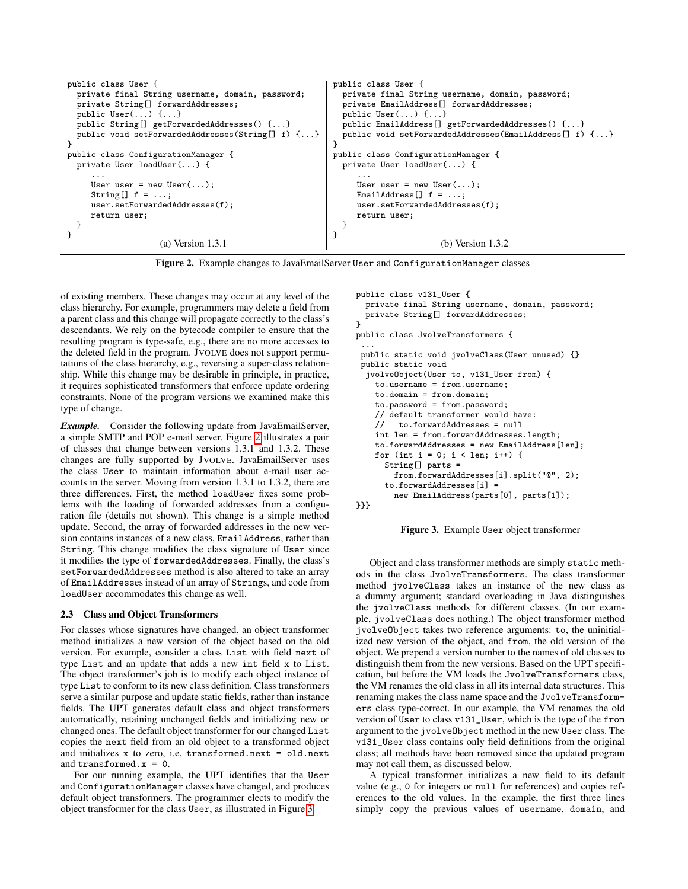```java
public class User {
  private final String username, domain, password;
  private String[] forwardAddresses;
  public User(...) {...}
  public String[] getForwardedAddresses() {...}
  public void setForwardedAddresses(String[] f) {...}
}
public class ConfigurationManager {
  private User loadUser(...) {
      ...
      User user = new User(...);
      String[] f = ...;
      user.setForwardedAddresses(f);
      return user;
  }
}
```

(a) Version 1.3.1

```java
public class User {
  private final String username, domain, password;
  private EmailAddress[] forwardAddresses;
  public User(...) {...}
  public EmailAddress[] getForwardedAddresses() {...}
  public void setForwardedAddresses(EmailAddress[] f) {...}
}
public class ConfigurationManager {
  private User loadUser(...) {
      ...
      User user = new User(...);
      EmailAddress[] f = ...;
      user.setForwardedAddresses(f);
      return user;
  }
}
```

(b) Version 1.3.2

**Figure 2.** Example changes to JavaEmailServer `User` and `ConfigurationManager` classes

of existing members. These changes may occur at any level of the class hierarchy. For example, programmers may delete a field from a parent class and this change will propagate correctly to the class's descendants. We rely on the bytecode compiler to ensure that the resulting program is type-safe, e.g., there are no more accesses to the deleted field in the program. JVOLVE does not support permutations of the class hierarchy, e.g., reversing a super-class relationship. While this change may be desirable in principle, in practice, it requires sophisticated transformers that enforce update ordering constraints. None of the program versions we examined make this type of change.

***Example.*** Consider the following update from JavaEmailServer, a simple SMTP and POP e-mail server. Figure 2 illustrates a pair of classes that change between versions 1.3.1 and 1.3.2. These changes are fully supported by JVOLVE. JavaEmailServer uses the class `User` to maintain information about e-mail user accounts in the server. Moving from version 1.3.1 to 1.3.2, there are three differences. First, the method `loadUser` fixes some problems with the loading of forwarded addresses from a configuration file (details not shown). This change is a simple method update. Second, the array of forwarded addresses in the new version contains instances of a new class, `EmailAddress`, rather than `String`. This change modifies the class signature of `User` since it modifies the type of `forwardedAddresses`. Finally, the class's `setForwardedAddresses` method is also altered to take an array of `EmailAddresses` instead of an array of `Strings`, and code from `loadUser` accommodates this change as well.

### 2.3 Class and Object Transformers

For classes whose signatures have changed, an object transformer method initializes a new version of the object based on the old version. For example, consider a class `List` with field `next` of type `List` and an update that adds a new `int` field `x` to `List`. The object transformer's job is to modify each object instance of type `List` to conform to its new class definition. Class transformers serve a similar purpose and update static fields, rather than instance fields. The UPT generates default class and object transformers automatically, retaining unchanged fields and initializing new or changed ones. The default object transformer for our changed `List` copies the `next` field from an old object to a transformed object and initializes `x` to zero, i.e, `transformed.next = old.next` and `transformed.x = 0`.

For our running example, the UPT identifies that the `User` and `ConfigurationManager` classes have changed, and produces default object transformers. The programmer elects to modify the object transformer for the class `User`, as illustrated in Figure 3.

```java
public class v131_User {
  private final String username, domain, password;
  private String[] forwardAddresses;
}
public class JvolveTransformers {
 ...
 public static void jvolveClass(User unused) {}
 public static void
  jvolveObject(User to, v131_User from) {
    to.username = from.username;
    to.domain = from.domain;
    to.password = from.password;
    // default transformer would have:
    //   to.forwardAddresses = null
    int len = from.forwardAddresses.length;
    to.forwardAddresses = new EmailAddress[len];
    for (int i = 0; i < len; i++) {
      String[] parts =
        from.forwardAddresses[i].split("@", 2);
      to.forwardAddresses[i] =
        new EmailAddress(parts[0], parts[1]);
}}}
```

**Figure 3.** Example `User` object transformer

Object and class transformer methods are simply `static` methods in the class `JvolveTransformers`. The class transformer method `jvolveClass` takes an instance of the new class as a dummy argument; standard overloading in Java distinguishes the `jvolveClass` methods for different classes. (In our example, `jvolveClass` does nothing.) The object transformer method `jvolveObject` takes two reference arguments: `to`, the uninitialized new version of the object, and `from`, the old version of the object. We prepend a version number to the names of old classes to distinguish them from the new versions. Based on the UPT specification, but before the VM loads the `JvolveTransformers` class, the VM renames the old class in all its internal data structures. This renaming makes the class name space and the `JvolveTransformers` class type-correct. In our example, the VM renames the old version of `User` to class `v131_User`, which is the type of the `from` argument to the `jvolveObject` method in the new `User` class. The `v131_User` class contains only field definitions from the original class; all methods have been removed since the updated program may not call them, as discussed below.

A typical transformer initializes a new field to its default value (e.g., `0` for integers or `null` for references) and copies references to the old values. In the example, the first three lines simply copy the previous values of `username`, `domain`, and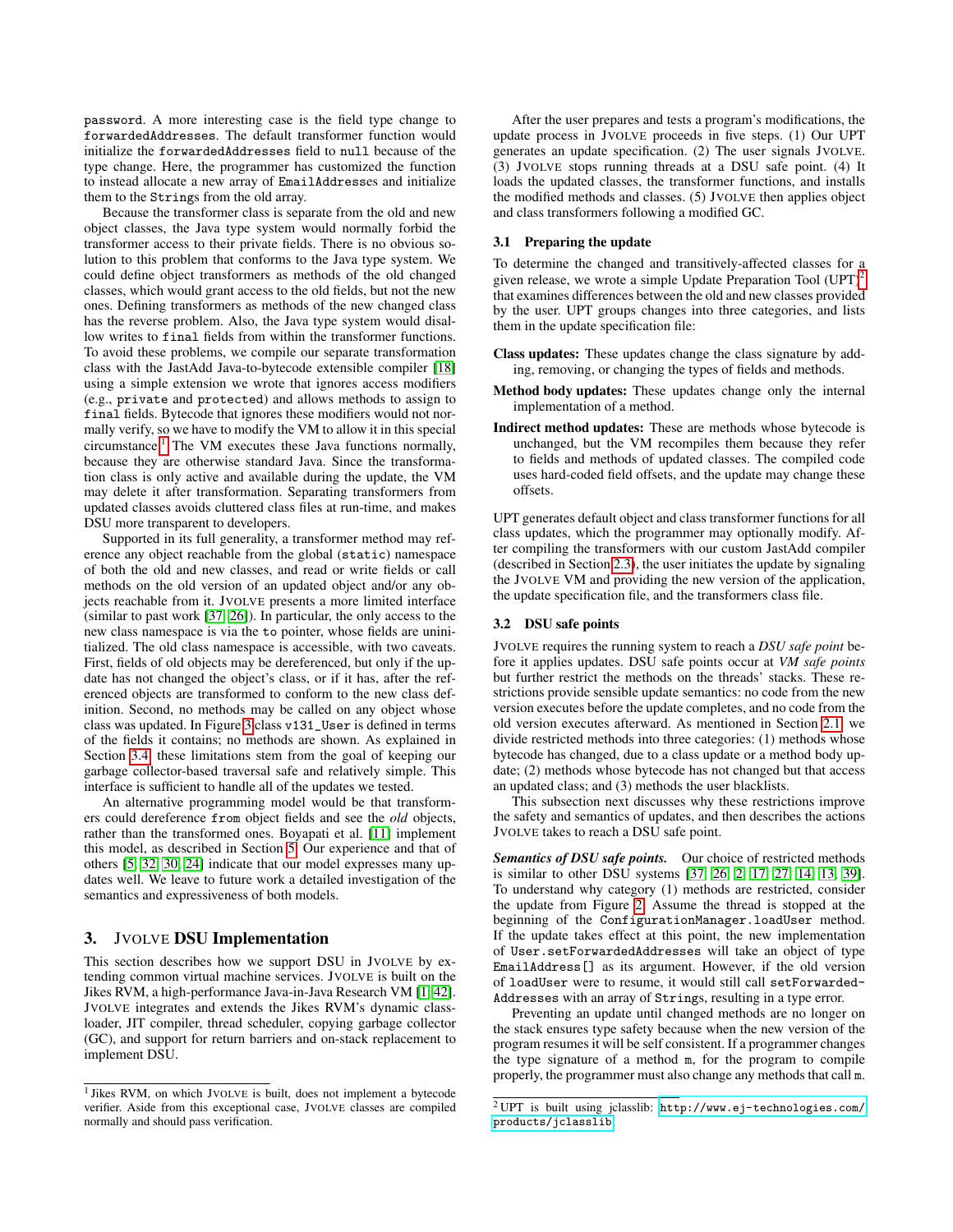password. A more interesting case is the field type change to forwardedAddresses. The default transformer function would initialize the forwardedAddresses field to null because of the type change. Here, the programmer has customized the function to instead allocate a new array of EmailAddresses and initialize them to the Strings from the old array.

Because the transformer class is separate from the old and new object classes, the Java type system would normally forbid the transformer access to their private fields. There is no obvious solution to this problem that conforms to the Java type system. We could define object transformers as methods of the old changed classes, which would grant access to the old fields, but not the new ones. Defining transformers as methods of the new changed class has the reverse problem. Also, the Java type system would disallow writes to final fields from within the transformer functions. To avoid these problems, we compile our separate transformation class with the JastAdd Java-to-bytecode extensible compiler [18] using a simple extension we wrote that ignores access modifiers (e.g., private and protected) and allows methods to assign to final fields. Bytecode that ignores these modifiers would not normally verify, so we have to modify the VM to allow it in this special circumstance.[1] The VM executes these Java functions normally, because they are otherwise standard Java. Since the transformation class is only active and available during the update, the VM may delete it after transformation. Separating transformers from updated classes avoids cluttered class files at run-time, and makes DSU more transparent to developers.

Supported in its full generality, a transformer method may reference any object reachable from the global (static) namespace of both the old and new classes, and read or write fields or call methods on the old version of an updated object and/or any objects reachable from it. JVOLVE presents a more limited interface (similar to past work [37, 26]). In particular, the only access to the new class namespace is via the to pointer, whose fields are uninitialized. The old class namespace is accessible, with two caveats. First, fields of old objects may be dereferenced, but only if the update has not changed the object's class, or if it has, after the referenced objects are transformed to conform to the new class definition. Second, no methods may be called on any object whose class was updated. In Figure 3 class v131_User is defined in terms of the fields it contains; no methods are shown. As explained in Section 3.4, these limitations stem from the goal of keeping our garbage collector-based traversal safe and relatively simple. This interface is sufficient to handle all of the updates we tested.

An alternative programming model would be that transformers could dereference from object fields and see the *old* objects, rather than the transformed ones. Boyapati et al. [11] implement this model, as described in Section 5. Our experience and that of others [5, 32, 30, 24] indicate that our model expresses many updates well. We leave to future work a detailed investigation of the semantics and expressiveness of both models.

## 3. JVOLVE DSU Implementation

This section describes how we support DSU in JVOLVE by extending common virtual machine services. JVOLVE is built on the Jikes RVM, a high-performance Java-in-Java Research VM [1, 42]. JVOLVE integrates and extends the Jikes RVM's dynamic classloader, JIT compiler, thread scheduler, copying garbage collector (GC), and support for return barriers and on-stack replacement to implement DSU.

After the user prepares and tests a program's modifications, the update process in JVOLVE proceeds in five steps. (1) Our UPT generates an update specification. (2) The user signals JVOLVE. (3) JVOLVE stops running threads at a DSU safe point. (4) It loads the updated classes, the transformer functions, and installs the modified methods and classes. (5) JVOLVE then applies object and class transformers following a modified GC.

### 3.1 Preparing the update

To determine the changed and transitively-affected classes for a given release, we wrote a simple Update Preparation Tool (UPT)[2] that examines differences between the old and new classes provided by the user. UPT groups changes into three categories, and lists them in the update specification file:

**Class updates:** These updates change the class signature by adding, removing, or changing the types of fields and methods.

**Method body updates:** These updates change only the internal implementation of a method.

**Indirect method updates:** These are methods whose bytecode is unchanged, but the VM recompiles them because they refer to fields and methods of updated classes. The compiled code uses hard-coded field offsets, and the update may change these offsets.

UPT generates default object and class transformer functions for all class updates, which the programmer may optionally modify. After compiling the transformers with our custom JastAdd compiler (described in Section 2.3), the user initiates the update by signaling the JVOLVE VM and providing the new version of the application, the update specification file, and the transformers class file.

### 3.2 DSU safe points

JVOLVE requires the running system to reach a *DSU safe point* before it applies updates. DSU safe points occur at *VM safe points* but further restrict the methods on the threads' stacks. These restrictions provide sensible update semantics: no code from the new version executes before the update completes, and no code from the old version executes afterward. As mentioned in Section 2.1, we divide restricted methods into three categories: (1) methods whose bytecode has changed, due to a class update or a method body update; (2) methods whose bytecode has not changed but that access an updated class; and (3) methods the user blacklists.

This subsection next discusses why these restrictions improve the safety and semantics of updates, and then describes the actions JVOLVE takes to reach a DSU safe point.

***Semantics of DSU safe points.*** Our choice of restricted methods is similar to other DSU systems [37, 26, 2, 17, 27, 14, 13, 39]. To understand why category (1) methods are restricted, consider the update from Figure 2. Assume the thread is stopped at the beginning of the ConfigurationManager.loadUser method. If the update takes effect at this point, the new implementation of User.setForwardedAddresses will take an object of type EmailAddress[] as its argument. However, if the old version of loadUser were to resume, it would still call setForwarded-Addresses with an array of Strings, resulting in a type error.

Preventing an update until changed methods are no longer on the stack ensures type safety because when the new version of the program resumes it will be self consistent. If a programmer changes the type signature of a method m, for the program to compile properly, the programmer must also change any methods that call m.

[1] Jikes RVM, on which JVOLVE is built, does not implement a bytecode verifier. Aside from this exceptional case, JVOLVE classes are compiled normally and should pass verification.

[2] UPT is built using jclasslib: http://www.ej-technologies.com/products/jclasslib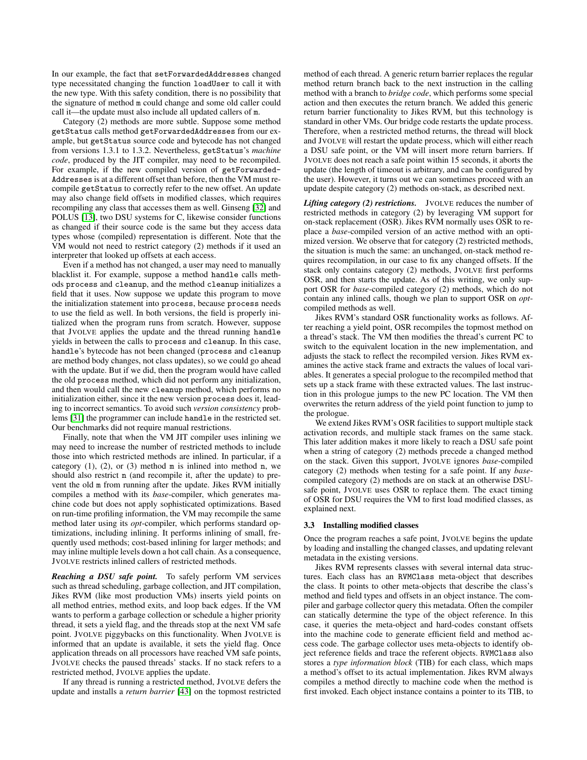In our example, the fact that setForwardedAddresses changed type necessitated changing the function loadUser to call it with the new type. With this safety condition, there is no possibility that the signature of method m could change and some old caller could call it—the update must also include all updated callers of m.

Category (2) methods are more subtle. Suppose some method getStatus calls method getForwardedAddresses from our example, but getStatus source code and bytecode has not changed from versions 1.3.1 to 1.3.2. Nevertheless, getStatus's *machine code*, produced by the JIT compiler, may need to be recompiled. For example, if the new compiled version of getForwarded-Addresses is at a different offset than before, then the VM must recompile getStatus to correctly refer to the new offset. An update may also change field offsets in modified classes, which requires recompiling any class that accesses them as well. Ginseng [32] and POLUS [13], two DSU systems for C, likewise consider functions as changed if their source code is the same but they access data types whose (compiled) representation is different. Note that the VM would not need to restrict category (2) methods if it used an interpreter that looked up offsets at each access.

Even if a method has not changed, a user may need to manually blacklist it. For example, suppose a method handle calls methods process and cleanup, and the method cleanup initializes a field that it uses. Now suppose we update this program to move the initialization statement into process, because process needs to use the field as well. In both versions, the field is properly initialized when the program runs from scratch. However, suppose that JVOLVE applies the update and the thread running handle yields in between the calls to process and cleanup. In this case, handle's bytecode has not been changed (process and cleanup are method body changes, not class updates), so we could go ahead with the update. But if we did, then the program would have called the old process method, which did not perform any initialization, and then would call the new cleanup method, which performs no initialization either, since it the new version process does it, leading to incorrect semantics. To avoid such *version consistency* problems [31] the programmer can include handle in the restricted set. Our benchmarks did not require manual restrictions.

Finally, note that when the VM JIT compiler uses inlining we may need to increase the number of restricted methods to include those into which restricted methods are inlined. In particular, if a category (1), (2), or (3) method m is inlined into method n, we should also restrict n (and recompile it, after the update) to prevent the old m from running after the update. Jikes RVM initially compiles a method with its *base*-compiler, which generates machine code but does not apply sophisticated optimizations. Based on run-time profiling information, the VM may recompile the same method later using its *opt*-compiler, which performs standard optimizations, including inlining. It performs inlining of small, frequently used methods; cost-based inlining for larger methods; and may inline multiple levels down a hot call chain. As a consequence, JVOLVE restricts inlined callers of restricted methods.

***Reaching a DSU safe point.*** To safely perform VM services such as thread scheduling, garbage collection, and JIT compilation, Jikes RVM (like most production VMs) inserts yield points on all method entries, method exits, and loop back edges. If the VM wants to perform a garbage collection or schedule a higher priority thread, it sets a yield flag, and the threads stop at the next VM safe point. JVOLVE piggybacks on this functionality. When JVOLVE is informed that an update is available, it sets the yield flag. Once application threads on all processors have reached VM safe points, JVOLVE checks the paused threads' stacks. If no stack refers to a restricted method, JVOLVE applies the update.

If any thread is running a restricted method, JVOLVE defers the update and installs a *return barrier* [43] on the topmost restricted method of each thread. A generic return barrier replaces the regular method return branch back to the next instruction in the calling method with a branch to *bridge code*, which performs some special action and then executes the return branch. We added this generic return barrier functionality to Jikes RVM, but this technology is standard in other VMs. Our bridge code restarts the update process. Therefore, when a restricted method returns, the thread will block and JVOLVE will restart the update process, which will either reach a DSU safe point, or the VM will insert more return barriers. If JVOLVE does not reach a safe point within 15 seconds, it aborts the update (the length of timeout is arbitrary, and can be configured by the user). However, it turns out we can sometimes proceed with an update despite category (2) methods on-stack, as described next.

***Lifting category (2) restrictions.*** JVOLVE reduces the number of restricted methods in category (2) by leveraging VM support for on-stack replacement (OSR). Jikes RVM normally uses OSR to replace a *base*-compiled version of an active method with an optimized version. We observe that for category (2) restricted methods, the situation is much the same: an unchanged, on-stack method requires recompilation, in our case to fix any changed offsets. If the stack only contains category (2) methods, JVOLVE first performs OSR, and then starts the update. As of this writing, we only support OSR for *base*-compiled category (2) methods, which do not contain any inlined calls, though we plan to support OSR on *opt*-compiled methods as well.

Jikes RVM's standard OSR functionality works as follows. After reaching a yield point, OSR recompiles the topmost method on a thread's stack. The VM then modifies the thread's current PC to switch to the equivalent location in the new implementation, and adjusts the stack to reflect the recompiled version. Jikes RVM examines the active stack frame and extracts the values of local variables. It generates a special prologue to the recompiled method that sets up a stack frame with these extracted values. The last instruction in this prologue jumps to the new PC location. The VM then overwrites the return address of the yield point function to jump to the prologue.

We extend Jikes RVM's OSR facilities to support multiple stack activation records, and multiple stack frames on the same stack. This later addition makes it more likely to reach a DSU safe point when a string of category (2) methods precede a changed method on the stack. Given this support, JVOLVE ignores *base*-compiled category (2) methods when testing for a safe point. If any *base*-compiled category (2) methods are on stack at an otherwise DSU-safe point, JVOLVE uses OSR to replace them. The exact timing of OSR for DSU requires the VM to first load modified classes, as explained next.

### 3.3 Installing modified classes

Once the program reaches a safe point, JVOLVE begins the update by loading and installing the changed classes, and updating relevant metadata in the existing versions.

Jikes RVM represents classes with several internal data structures. Each class has an RVMClass meta-object that describes the class. It points to other meta-objects that describe the class's method and field types and offsets in an object instance. The compiler and garbage collector query this metadata. Often the compiler can statically determine the type of the object reference. In this case, it queries the meta-object and hard-codes constant offsets into the machine code to generate efficient field and method access code. The garbage collector uses meta-objects to identify object reference fields and trace the referent objects. RVMClass also stores a *type information block* (TIB) for each class, which maps a method's offset to its actual implementation. Jikes RVM always compiles a method directly to machine code when the method is first invoked. Each object instance contains a pointer to its TIB, to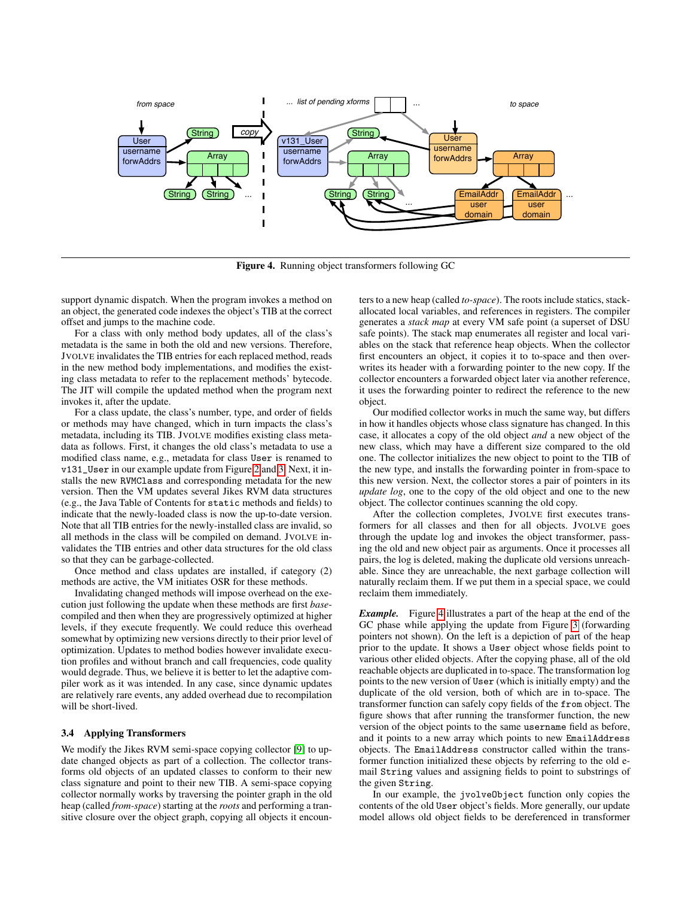from space

copy

... list of pending xforms ...

to space

User
username
forwAddrs

String

Array

String String ...

v131_User
username
forwAddrs

String

Array

String String ...

User
username
forwAddrs

Array

EmailAddr
user
domain

EmailAddr
user
domain

...

**Figure 4.** Running object transformers following GC

support dynamic dispatch. When the program invokes a method on an object, the generated code indexes the object's TIB at the correct offset and jumps to the machine code.

For a class with only method body updates, all of the class's metadata is the same in both the old and new versions. Therefore, JVOLVE invalidates the TIB entries for each replaced method, reads in the new method body implementations, and modifies the existing class metadata to refer to the replacement methods' bytecode. The JIT will compile the updated method when the program next invokes it, after the update.

For a class update, the class's number, type, and order of fields or methods may have changed, which in turn impacts the class's metadata, including its TIB. JVOLVE modifies existing class metadata as follows. First, it changes the old class's metadata to use a modified class name, e.g., metadata for class `User` is renamed to `v131_User` in our example update from Figure 2 and 3. Next, it installs the new `RVMClass` and corresponding metadata for the new version. Then the VM updates several Jikes RVM data structures (e.g., the Java Table of Contents for `static` methods and fields) to indicate that the newly-loaded class is now the up-to-date version. Note that all TIB entries for the newly-installed class are invalid, so all methods in the class will be compiled on demand. JVOLVE invalidates the TIB entries and other data structures for the old class so that they can be garbage-collected.

Once method and class updates are installed, if category (2) methods are active, the VM initiates OSR for these methods.

Invalidating changed methods will impose overhead on the execution just following the update when these methods are first *base*-compiled and then when they are progressively optimized at higher levels, if they execute frequently. We could reduce this overhead somewhat by optimizing new versions directly to their prior level of optimization. Updates to method bodies however invalidate execution profiles and without branch and call frequencies, code quality would degrade. Thus, we believe it is better to let the adaptive compiler work as it was intended. In any case, since dynamic updates are relatively rare events, any added overhead due to recompilation will be short-lived.

### 3.4 Applying Transformers

We modify the Jikes RVM semi-space copying collector [9] to update changed objects as part of a collection. The collector transforms old objects of an updated classes to conform to their new class signature and point to their new TIB. A semi-space copying collector normally works by traversing the pointer graph in the old heap (called *from-space*) starting at the *roots* and performing a transitive closure over the object graph, copying all objects it encounters to a new heap (called *to-space*). The roots include statics, stack-allocated local variables, and references in registers. The compiler generates a *stack map* at every VM safe point (a superset of DSU safe points). The stack map enumerates all register and local variables on the stack that reference heap objects. When the collector first encounters an object, it copies it to to-space and then overwrites its header with a forwarding pointer to the new copy. If the collector encounters a forwarded object later via another reference, it uses the forwarding pointer to redirect the reference to the new object.

Our modified collector works in much the same way, but differs in how it handles objects whose class signature has changed. In this case, it allocates a copy of the old object *and* a new object of the new class, which may have a different size compared to the old one. The collector initializes the new object to point to the TIB of the new type, and installs the forwarding pointer in from-space to this new version. Next, the collector stores a pair of pointers in its *update log*, one to the copy of the old object and one to the new object. The collector continues scanning the old copy.

After the collection completes, JVOLVE first executes transformers for all classes and then for all objects. JVOLVE goes through the update log and invokes the object transformer, passing the old and new object pair as arguments. Once it processes all pairs, the log is deleted, making the duplicate old versions unreachable. Since they are unreachable, the next garbage collection will naturally reclaim them. If we put them in a special space, we could reclaim them immediately.

***Example.*** Figure 4 illustrates a part of the heap at the end of the GC phase while applying the update from Figure 3 (forwarding pointers not shown). On the left is a depiction of part of the heap prior to the update. It shows a `User` object whose fields point to various other elided objects. After the copying phase, all of the old reachable objects are duplicated in to-space. The transformation log points to the new version of `User` (which is initially empty) and the duplicate of the old version, both of which are in to-space. The transformer function can safely copy fields of the `from` object. The figure shows that after running the transformer function, the new version of the object points to the same `username` field as before, and it points to a new array which points to new `EmailAddress` objects. The `EmailAddress` constructor called within the transformer function initialized these objects by referring to the old e-mail `String` values and assigning fields to point to substrings of the given `String`.

In our example, the `jvolveObject` function only copies the contents of the old `User` object's fields. More generally, our update model allows old object fields to be dereferenced in transformer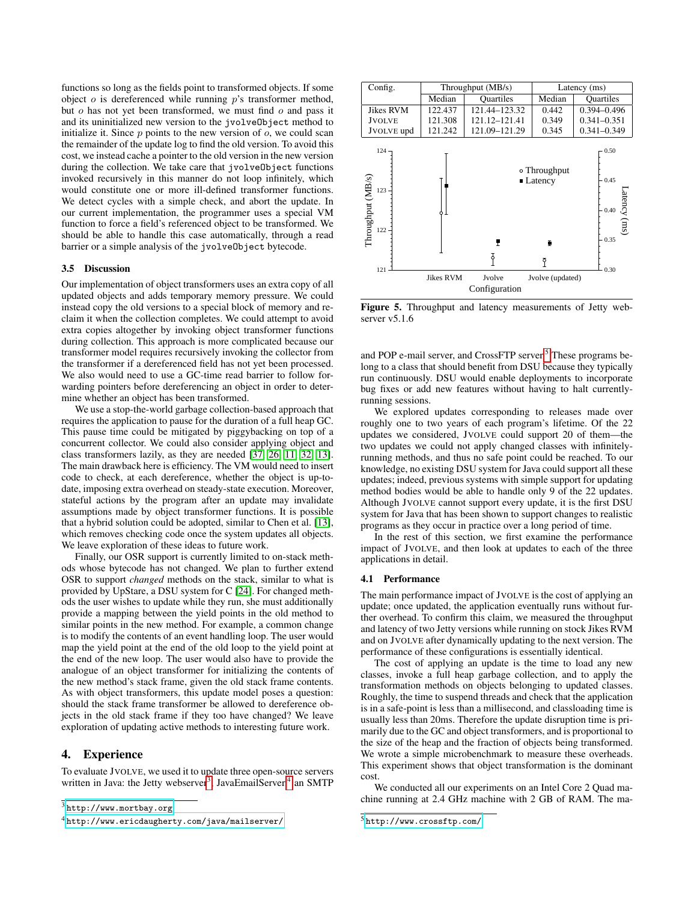functions so long as the fields point to transformed objects. If some object $o$ is dereferenced while running $p$'s transformer method, but $o$ has not yet been transformed, we must find $o$ and pass it and its uninitialized new version to the `jvolveObject` method to initialize it. Since $p$ points to the new version of $o$, we could scan the remainder of the update log to find the old version. To avoid this cost, we instead cache a pointer to the old version in the new version during the collection. We take care that `jvolveObject` functions invoked recursively in this manner do not loop infinitely, which would constitute one or more ill-defined transformer functions. We detect cycles with a simple check, and abort the update. In our current implementation, the programmer uses a special VM function to force a field's referenced object to be transformed. We should be able to handle this case automatically, through a read barrier or a simple analysis of the `jvolveObject` bytecode.

### 3.5 Discussion

Our implementation of object transformers uses an extra copy of all updated objects and adds temporary memory pressure. We could instead copy the old versions to a special block of memory and reclaim it when the collection completes. We could attempt to avoid extra copies altogether by invoking object transformer functions during collection. This approach is more complicated because our transformer model requires recursively invoking the collector from the transformer if a dereferenced field has not yet been processed. We also would need to use a GC-time read barrier to follow forwarding pointers before dereferencing an object in order to determine whether an object has been transformed.

We use a stop-the-world garbage collection-based approach that requires the application to pause for the duration of a full heap GC. This pause time could be mitigated by piggybacking on top of a concurrent collector. We could also consider applying object and class transformers lazily, as they are needed [37, 26, 11, 32, 13]. The main drawback here is efficiency. The VM would need to insert code to check, at each dereference, whether the object is up-to-date, imposing extra overhead on steady-state execution. Moreover, stateful actions by the program after an update may invalidate assumptions made by object transformer functions. It is possible that a hybrid solution could be adopted, similar to Chen et al. [13], which removes checking code once the system updates all objects. We leave exploration of these ideas to future work.

Finally, our OSR support is currently limited to on-stack methods whose bytecode has not changed. We plan to further extend OSR to support *changed* methods on the stack, similar to what is provided by UpStare, a DSU system for C [24]. For changed methods the user wishes to update while they run, she must additionally provide a mapping between the yield points in the old method to similar points in the new method. For example, a common change is to modify the contents of an event handling loop. The user would map the yield point at the end of the old loop to the yield point at the end of the new loop. The user would also have to provide the analogue of an object transformer for initializing the contents of the new method's stack frame, given the old stack frame contents. As with object transformers, this update model poses a question: should the stack frame transformer be allowed to dereference objects in the old stack frame if they too have changed? We leave exploration of updating active methods to interesting future work.

## 4. Experience

To evaluate JVOLVE, we used it to update three open-source servers written in Java: the Jetty webserver[3], JavaEmailServer[4] an SMTP and POP e-mail server, and CrossFTP server.[5] These programs belong to a class that should benefit from DSU because they typically run continuously. DSU would enable deployments to incorporate bug fixes or add new features without having to halt currently-running sessions.

[3] http://www.mortbay.org

[4] http://www.ericdaugherty.com/java/mailserver/

| Config. | Throughput (MB/s) | | Latency (ms) | |
|---|---|---|---|---|
| | Median | Quartiles | Median | Quartiles |
| Jikes RVM | 122.437 | 121.44–123.32 | 0.442 | 0.394–0.496 |
| JVOLVE | 121.308 | 121.12–121.41 | 0.349 | 0.341–0.351 |
| JVOLVE upd | 121.242 | 121.09–121.29 | 0.345 | 0.341–0.349 |

Throughput (MB/s)
124
123
122
121
Latency (ms)
0.50
0.45
0.40
0.35
0.30
Throughput
Latency
Jikes RVM
Jvolve
Jvolve (updated)
Configuration

**Figure 5.** Throughput and latency measurements of Jetty webserver v5.1.6

We explored updates corresponding to releases made over roughly one to two years of each program's lifetime. Of the 22 updates we considered, JVOLVE could support 20 of them—the two updates we could not apply changed classes with infinitely-running methods, and thus no safe point could be reached. To our knowledge, no existing DSU system for Java could support all these updates; indeed, previous systems with simple support for updating method bodies would be able to handle only 9 of the 22 updates. Although JVOLVE cannot support every update, it is the first DSU system for Java that has been shown to support changes to realistic programs as they occur in practice over a long period of time.

In the rest of this section, we first examine the performance impact of JVOLVE, and then look at updates to each of the three applications in detail.

### 4.1 Performance

The main performance impact of JVOLVE is the cost of applying an update; once updated, the application eventually runs without further overhead. To confirm this claim, we measured the throughput and latency of two Jetty versions while running on stock Jikes RVM and on JVOLVE after dynamically updating to the next version. The performance of these configurations is essentially identical.

The cost of applying an update is the time to load any new classes, invoke a full heap garbage collection, and to apply the transformation methods on objects belonging to updated classes. Roughly, the time to suspend threads and check that the application is in a safe-point is less than a millisecond, and classloading time is usually less than 20ms. Therefore the update disruption time is primarily due to the GC and object transformers, and is proportional to the size of the heap and the fraction of objects being transformed. We wrote a simple microbenchmark to measure these overheads. This experiment shows that object transformation is the dominant cost.

We conducted all our experiments on an Intel Core 2 Quad machine running at 2.4 GHz machine with 2 GB of RAM. The ma-

[5] http://www.crossftp.com/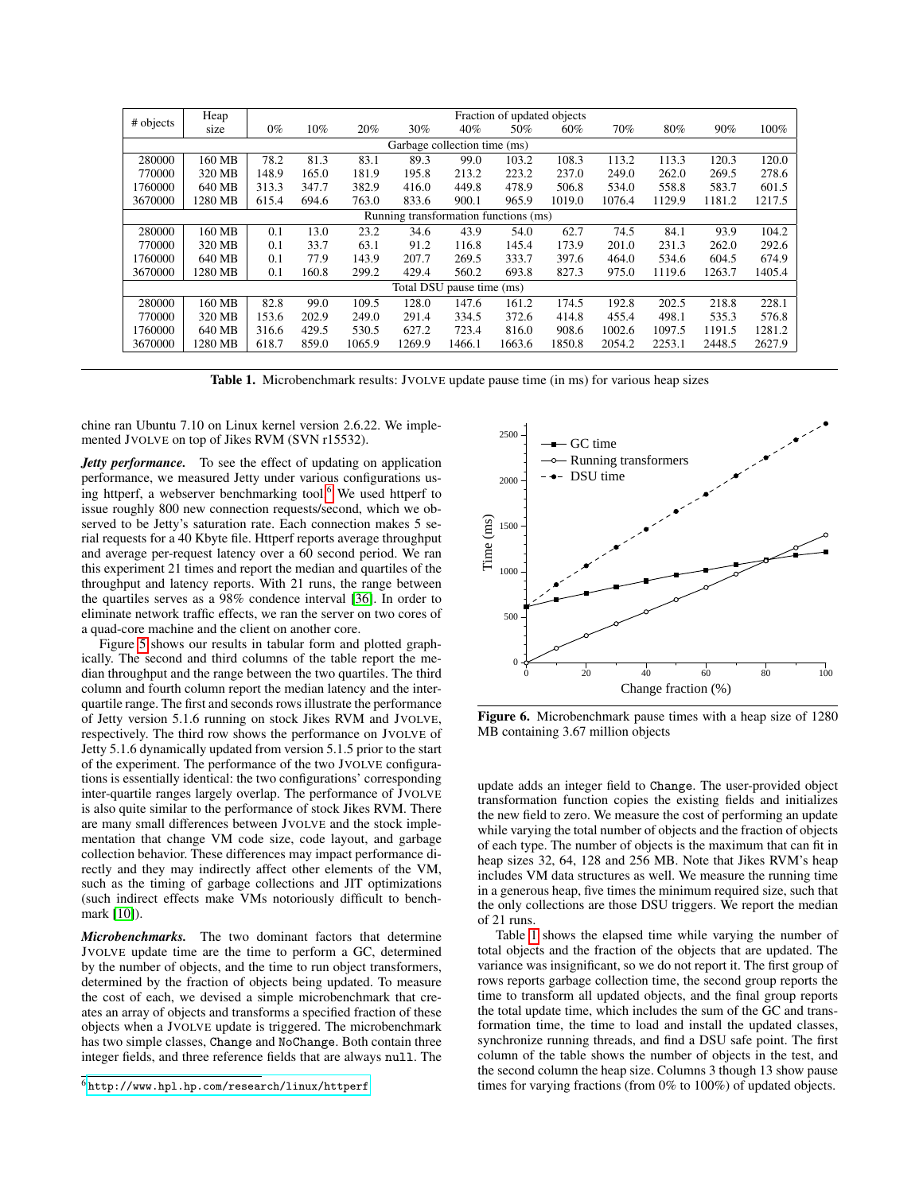| # objects | Heap size | 0% | 10% | 20% | 30% | 40% | 50% | 60% | 70% | 80% | 90% | 100% |
|---|---|---|---|---|---|---|---|---|---|---|---|---|
| | | Fraction of updated objects | | | | | | | | | | |
| Garbage collection time (ms) | | | | | | | | | | | | |
| 280000 | 160 MB | 78.2 | 81.3 | 83.1 | 89.3 | 99.0 | 103.2 | 108.3 | 113.2 | 113.3 | 120.3 | 120.0 |
| 770000 | 320 MB | 148.9 | 165.0 | 181.9 | 195.8 | 213.2 | 223.2 | 237.0 | 249.0 | 262.0 | 269.5 | 278.6 |
| 1760000 | 640 MB | 313.3 | 347.7 | 382.9 | 416.0 | 449.8 | 478.9 | 506.8 | 534.0 | 558.8 | 583.7 | 601.5 |
| 3670000 | 1280 MB | 615.4 | 694.6 | 763.0 | 833.6 | 900.1 | 965.9 | 1019.0 | 1076.4 | 1129.9 | 1181.2 | 1217.5 |
| Running transformation functions (ms) | | | | | | | | | | | | |
| 280000 | 160 MB | 0.1 | 13.0 | 23.2 | 34.6 | 43.9 | 54.0 | 62.7 | 74.5 | 84.1 | 93.9 | 104.2 |
| 770000 | 320 MB | 0.1 | 33.7 | 63.1 | 91.2 | 116.8 | 145.4 | 173.9 | 201.0 | 231.3 | 262.0 | 292.6 |
| 1760000 | 640 MB | 0.1 | 77.9 | 143.9 | 207.7 | 269.5 | 333.7 | 397.6 | 464.0 | 534.6 | 604.5 | 674.9 |
| 3670000 | 1280 MB | 0.1 | 160.8 | 299.2 | 429.4 | 560.2 | 693.8 | 827.3 | 975.0 | 1119.6 | 1263.7 | 1405.4 |
| Total DSU pause time (ms) | | | | | | | | | | | | |
| 280000 | 160 MB | 82.8 | 99.0 | 109.5 | 128.0 | 147.6 | 161.2 | 174.5 | 192.8 | 202.5 | 218.8 | 228.1 |
| 770000 | 320 MB | 153.6 | 202.9 | 249.0 | 291.4 | 334.5 | 372.6 | 414.8 | 455.4 | 498.1 | 535.3 | 576.8 |
| 1760000 | 640 MB | 316.6 | 429.5 | 530.5 | 627.2 | 723.4 | 816.0 | 908.6 | 1002.6 | 1097.5 | 1191.5 | 1281.2 |
| 3670000 | 1280 MB | 618.7 | 859.0 | 1065.9 | 1269.9 | 1466.1 | 1663.6 | 1850.8 | 2054.2 | 2253.1 | 2448.5 | 2627.9 |

**Table 1.** Microbenchmark results: JVOLVE update pause time (in ms) for various heap sizes

chine ran Ubuntu 7.10 on Linux kernel version 2.6.22. We implemented JVOLVE on top of Jikes RVM (SVN r15532).

***Jetty performance.*** To see the effect of updating on application performance, we measured Jetty under various configurations using httperf, a webserver benchmarking tool.[6] We used httperf to issue roughly 800 new connection requests/second, which we observed to be Jetty's saturation rate. Each connection makes 5 serial requests for a 40 Kbyte file. Httperf reports average throughput and average per-request latency over a 60 second period. We ran this experiment 21 times and report the median and quartiles of the throughput and latency reports. With 21 runs, the range between the quartiles serves as a 98% condence interval [36]. In order to eliminate network traffic effects, we ran the server on two cores of a quad-core machine and the client on another core.

Figure 5 shows our results in tabular form and plotted graphically. The second and third columns of the table report the median throughput and the range between the two quartiles. The third column and fourth column report the median latency and the interquartile range. The first and seconds rows illustrate the performance of Jetty version 5.1.6 running on stock Jikes RVM and JVOLVE, respectively. The third row shows the performance on JVOLVE of Jetty 5.1.6 dynamically updated from version 5.1.5 prior to the start of the experiment. The performance of the two JVOLVE configurations is essentially identical: the two configurations' corresponding inter-quartile ranges largely overlap. The performance of JVOLVE is also quite similar to the performance of stock Jikes RVM. There are many small differences between JVOLVE and the stock implementation that change VM code size, code layout, and garbage collection behavior. These differences may impact performance directly and they may indirectly affect other elements of the VM, such as the timing of garbage collections and JIT optimizations (such indirect effects make VMs notoriously difficult to benchmark [10]).

***Microbenchmarks.*** The two dominant factors that determine JVOLVE update time are the time to perform a GC, determined by the number of objects, and the time to run object transformers, determined by the fraction of objects being updated. To measure the cost of each, we devised a simple microbenchmark that creates an array of objects and transforms a specified fraction of these objects when a JVOLVE update is triggered. The microbenchmark has two simple classes, `Change` and `NoChange`. Both contain three integer fields, and three reference fields that are always `null`. The update adds an integer field to `Change`. The user-provided object transformation function copies the existing fields and initializes the new field to zero. We measure the cost of performing an update while varying the total number of objects and the fraction of objects of each type. The number of objects is the maximum that can fit in heap sizes 32, 64, 128 and 256 MB. Note that Jikes RVM's heap includes VM data structures as well. We measure the running time in a generous heap, five times the minimum required size, such that the only collections are those DSU triggers. We report the median of 21 runs.

[6] `http://www.hpl.hp.com/research/linux/httperf`

**Figure 6.** Microbenchmark pause times with a heap size of 1280 MB containing 3.67 million objects

Table 1 shows the elapsed time while varying the number of total objects and the fraction of the objects that are updated. The variance was insignificant, so we do not report it. The first group of rows reports garbage collection time, the second group reports the time to transform all updated objects, and the final group reports the total update time, which includes the sum of the GC and transformation time, the time to load and install the updated classes, synchronize running threads, and find a DSU safe point. The first column of the table shows the number of objects in the test, and the second column the heap size. Columns 3 though 13 show pause times for varying fractions (from 0% to 100%) of updated objects.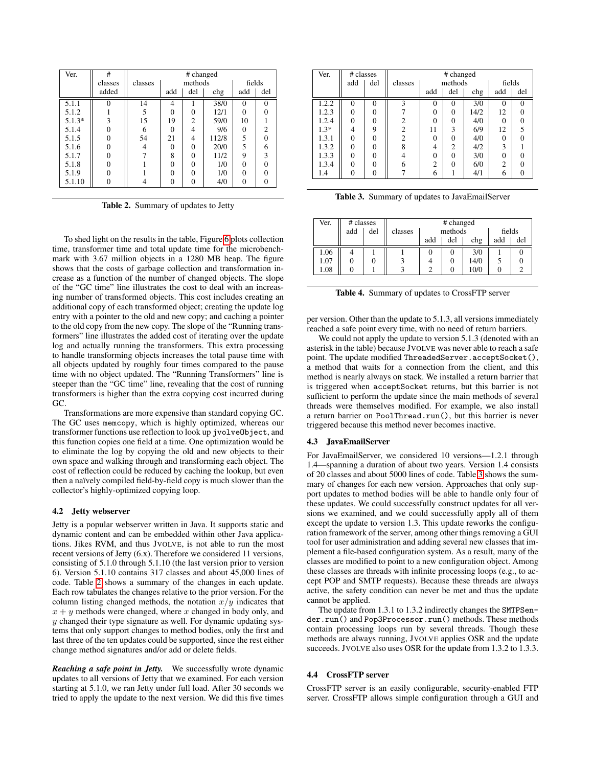| Ver. | # classes added | # changed | | | | | | |
|---|---|---|---|---|---|---|---|---|
| | | classes | methods | | | fields | |
| | | | add | del | chg | add | del |
| 5.1.1 | 0 | 14 | 4 | 1 | 38/0 | 0 | 0 |
| 5.1.2 | 1 | 5 | 0 | 0 | 12/1 | 0 | 0 |
| 5.1.3* | 3 | 15 | 19 | 2 | 59/0 | 10 | 1 |
| 5.1.4 | 0 | 6 | 0 | 4 | 9/6 | 0 | 2 |
| 5.1.5 | 0 | 54 | 21 | 4 | 112/8 | 5 | 0 |
| 5.1.6 | 0 | 4 | 0 | 0 | 20/0 | 5 | 6 |
| 5.1.7 | 0 | 7 | 8 | 0 | 11/2 | 9 | 3 |
| 5.1.8 | 0 | 1 | 0 | 0 | 1/0 | 0 | 0 |
| 5.1.9 | 0 | 1 | 0 | 0 | 1/0 | 0 | 0 |
| 5.1.10 | 0 | 4 | 0 | 0 | 4/0 | 0 | 0 |

**Table 2.** Summary of updates to Jetty

To shed light on the results in the table, Figure 6 plots collection time, transformer time and total update time for the microbenchmark with 3.67 million objects in a 1280 MB heap. The figure shows that the costs of garbage collection and transformation increase as a function of the number of changed objects. The slope of the "GC time" line illustrates the cost to deal with an increasing number of transformed objects. This cost includes creating an additional copy of each transformed object; creating the update log entry with a pointer to the old and new copy; and caching a pointer to the old copy from the new copy. The slope of the "Running transformers" line illustrates the added cost of iterating over the update log and actually running the transformers. This extra processing to handle transforming objects increases the total pause time with all objects updated by roughly four times compared to the pause time with no object updated. The "Running Transformers" line is steeper than the "GC time" line, revealing that the cost of running transformers is higher than the extra copying cost incurred during GC.

Transformations are more expensive than standard copying GC. The GC uses `memcopy`, which is highly optimized, whereas our transformer functions use reflection to look up `jvolveObject`, and this function copies one field at a time. One optimization would be to eliminate the log by copying the old and new objects to their own space and walking through and transforming each object. The cost of reflection could be reduced by caching the lookup, but even then a naïvely compiled field-by-field copy is much slower than the collector's highly-optimized copying loop.

### 4.2 Jetty webserver

Jetty is a popular webserver written in Java. It supports static and dynamic content and can be embedded within other Java applications. Jikes RVM, and thus JVOLVE, is not able to run the most recent versions of Jetty (6.x). Therefore we considered 11 versions, consisting of 5.1.0 through 5.1.10 (the last version prior to version 6). Version 5.1.10 contains 317 classes and about 45,000 lines of code. Table 2 shows a summary of the changes in each update. Each row tabulates the changes relative to the prior version. For the column listing changed methods, the notation $x/y$ indicates that $x + y$ methods were changed, where $x$ changed in body only, and $y$ changed their type signature as well. For dynamic updating systems that only support changes to method bodies, only the first and last three of the ten updates could be supported, since the rest either change method signatures and/or add or delete fields.

***Reaching a safe point in Jetty.*** We successfully wrote dynamic updates to all versions of Jetty that we examined. For each version starting at 5.1.0, we ran Jetty under full load. After 30 seconds we tried to apply the update to the next version. We did this five times per version. Other than the update to 5.1.3, all versions immediately reached a safe point every time, with no need of return barriers.

We could not apply the update to version 5.1.3 (denoted with an asterisk in the table) because JVOLVE was never able to reach a safe point. The update modified `ThreadedServer.acceptSocket()`, a method that waits for a connection from the client, and this method is nearly always on stack. We installed a return barrier that is triggered when `acceptSocket` returns, but this barrier is not sufficient to perform the update since the main methods of several threads were themselves modified. For example, we also install a return barrier on `PoolThread.run()`, but this barrier is never triggered because this method never becomes inactive.

| Ver. | # classes | | # changed | | | | | |
|---|---|---|---|---|---|---|---|---|
| | add | del | classes | methods | | | fields | |
| | | | | add | del | chg | add | del |
| 1.2.2 | 0 | 0 | 3 | 0 | 0 | 3/0 | 0 | 0 |
| 1.2.3 | 0 | 0 | 7 | 0 | 0 | 14/2 | 12 | 0 |
| 1.2.4 | 0 | 0 | 2 | 0 | 0 | 4/0 | 0 | 0 |
| 1.3* | 4 | 9 | 2 | 11 | 3 | 6/9 | 12 | 5 |
| 1.3.1 | 0 | 0 | 2 | 0 | 0 | 4/0 | 0 | 0 |
| 1.3.2 | 0 | 0 | 8 | 4 | 2 | 4/2 | 3 | 1 |
| 1.3.3 | 0 | 0 | 4 | 0 | 0 | 3/0 | 0 | 0 |
| 1.3.4 | 0 | 0 | 6 | 2 | 0 | 6/0 | 2 | 0 |
| 1.4 | 0 | 0 | 7 | 6 | 1 | 4/1 | 6 | 0 |

**Table 3.** Summary of updates to JavaEmailServer

| Ver. | # classes | | # changed | | | | | |
|---|---|---|---|---|---|---|---|---|
| | add | del | classes | methods | | | fields | |
| | | | | add | del | chg | add | del |
| 1.06 | 4 | 1 | 1 | 0 | 0 | 3/0 | 1 | 0 |
| 1.07 | 0 | 0 | 3 | 4 | 0 | 14/0 | 5 | 0 |
| 1.08 | 0 | 1 | 3 | 2 | 0 | 10/0 | 0 | 2 |

**Table 4.** Summary of updates to CrossFTP server

### 4.3 JavaEmailServer

For JavaEmailServer, we considered 10 versions—1.2.1 through 1.4—spanning a duration of about two years. Version 1.4 consists of 20 classes and about 5000 lines of code. Table 3 shows the summary of changes for each new version. Approaches that only support updates to method bodies will be able to handle only four of these updates. We could successfully construct updates for all versions we examined, and we could successfully apply all of them except the update to version 1.3. This update reworks the configuration framework of the server, among other things removing a GUI tool for user administration and adding several new classes that implement a file-based configuration system. As a result, many of the classes are modified to point to a new configuration object. Among these classes are threads with infinite processing loops (e.g., to accept POP and SMTP requests). Because these threads are always active, the safety condition can never be met and thus the update cannot be applied.

The update from 1.3.1 to 1.3.2 indirectly changes the `SMTPSender.run()` and `Pop3Processor.run()` methods. These methods contain processing loops run by several threads. Though these methods are always running, JVOLVE applies OSR and the update succeeds. JVOLVE also uses OSR for the update from 1.3.2 to 1.3.3.

### 4.4 CrossFTP server

CrossFTP server is an easily configurable, security-enabled FTP server. CrossFTP allows simple configuration through a GUI and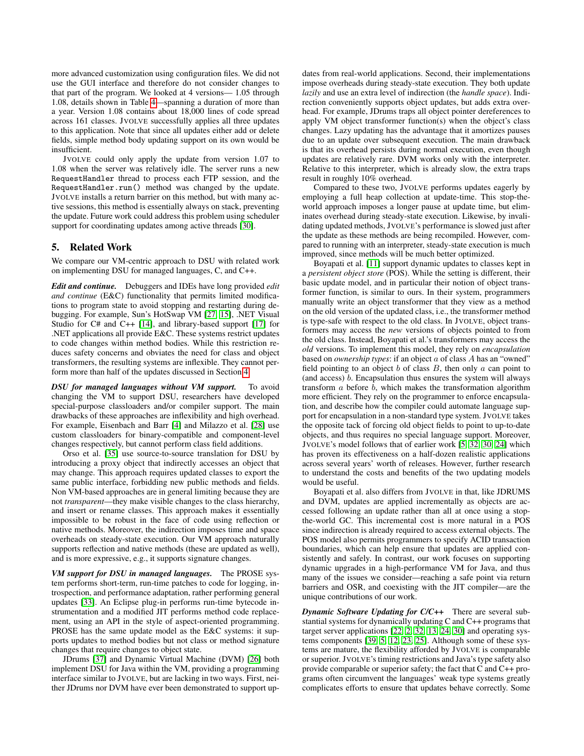more advanced customization using configuration files. We did not use the GUI interface and therefore do not consider changes to that part of the program. We looked at 4 versions— 1.05 through 1.08, details shown in Table 4—spanning a duration of more than a year. Version 1.08 contains about 18,000 lines of code spread across 161 classes. JVOLVE successfully applies all three updates to this application. Note that since all updates either add or delete fields, simple method body updating support on its own would be insufficient.

JVOLVE could only apply the update from version 1.07 to 1.08 when the server was relatively idle. The server runs a new `RequestHandler` thread to process each FTP session, and the `RequestHandler.run()` method was changed by the update. JVOLVE installs a return barrier on this method, but with many active sessions, this method is essentially always on stack, preventing the update. Future work could address this problem using scheduler support for coordinating updates among active threads [30].

## 5. Related Work

We compare our VM-centric approach to DSU with related work on implementing DSU for managed languages, C, and C++.

***Edit and continue.*** Debuggers and IDEs have long provided *edit and continue* (E&C) functionality that permits limited modifications to program state to avoid stopping and restarting during debugging. For example, Sun's HotSwap VM [27, 15], .NET Visual Studio for C# and C++ [14], and library-based support [17] for .NET applications all provide E&C. These systems restrict updates to code changes within method bodies. While this restriction reduces safety concerns and obviates the need for class and object transformers, the resulting systems are inflexible. They cannot perform more than half of the updates discussed in Section 4.

***DSU for managed languages without VM support.*** To avoid changing the VM to support DSU, researchers have developed special-purpose classloaders and/or compiler support. The main drawbacks of these approaches are inflexibility and high overhead. For example, Eisenbach and Barr [4] and Milazzo et al. [28] use custom classloaders for binary-compatible and component-level changes respectively, but cannot perform class field additions.

Orso et al. [35] use source-to-source translation for DSU by introducing a proxy object that indirectly accesses an object that may change. This approach requires updated classes to export the same public interface, forbidding new public methods and fields. Non VM-based approaches are in general limiting because they are not *transparent*—they make visible changes to the class hierarchy, and insert or rename classes. This approach makes it essentially impossible to be robust in the face of code using reflection or native methods. Moreover, the indirection imposes time and space overheads on steady-state execution. Our VM approach naturally supports reflection and native methods (these are updated as well), and is more expressive, e.g., it supports signature changes.

***VM support for DSU in managed languages.*** The PROSE system performs short-term, run-time patches to code for logging, introspection, and performance adaptation, rather performing general updates [33]. An Eclipse plug-in performs run-time bytecode instrumentation and a modified JIT performs method code replacement, using an API in the style of aspect-oriented programming. PROSE has the same update model as the E&C systems: it supports updates to method bodies but not class or method signature changes that require changes to object state.

JDrums [37] and Dynamic Virtual Machine (DVM) [26] both implement DSU for Java within the VM, providing a programming interface similar to JVOLVE, but are lacking in two ways. First, neither JDrums nor DVM have ever been demonstrated to support updates from real-world applications. Second, their implementations impose overheads during steady-state execution. They both update *lazily* and use an extra level of indirection (the *handle space*). Indirection conveniently supports object updates, but adds extra overhead. For example, JDrums traps all object pointer dereferences to apply VM object transformer function(s) when the object's class changes. Lazy updating has the advantage that it amortizes pauses due to an update over subsequent execution. The main drawback is that its overhead persists during normal execution, even though updates are relatively rare. DVM works only with the interpreter. Relative to this interpreter, which is already slow, the extra traps result in roughly 10% overhead.

Compared to these two, JVOLVE performs updates eagerly by employing a full heap collection at update-time. This stop-the-world approach imposes a longer pause at update time, but eliminates overhead during steady-state execution. Likewise, by invalidating updated methods, JVOLVE's performance is slowed just after the update as these methods are being recompiled. However, compared to running with an interpreter, steady-state execution is much improved, since methods will be much better optimized.

Boyapati et al. [11] support dynamic updates to classes kept in a *persistent object store* (POS). While the setting is different, their basic update model, and in particular their notion of object transformer function, is similar to ours. In their system, programmers manually write an object transformer that they view as a method on the old version of the updated class, i.e., the transformer method is type-safe with respect to the old class. In JVOLVE, object transformers may access the *new* versions of objects pointed to from the old class. Instead, Boyapati et al.'s transformers may access the *old* versions. To implement this model, they rely on *encapsulation* based on *ownership types*: if an object $a$ of class $A$ has an "owned" field pointing to an object $b$ of class $B$, then only $a$ can point to (and access) $b$. Encapsulation thus ensures the system will always transform $a$ before $b$, which makes the transformation algorithm more efficient. They rely on the programmer to enforce encapsulation, and describe how the compiler could automate language support for encapsulation in a non-standard type system. JVOLVE takes the opposite tack of forcing old object fields to point to up-to-date objects, and thus requires no special language support. Moreover, JVOLVE's model follows that of earlier work [5, 32, 30, 24] which has proven its effectiveness on a half-dozen realistic applications across several years' worth of releases. However, further research to understand the costs and benefits of the two updating models would be useful.

Boyapati et al. also differs from JVOLVE in that, like JDRUMS and DVM, updates are applied incrementally as objects are accessed following an update rather than all at once using a stop-the-world GC. This incremental cost is more natural in a POS since indirection is already required to access external objects. The POS model also permits programmers to specify ACID transaction boundaries, which can help ensure that updates are applied consistently and safely. In contrast, our work focuses on supporting dynamic upgrades in a high-performance VM for Java, and thus many of the issues we consider—reaching a safe point via return barriers and OSR, and coexisting with the JIT compiler—are the unique contributions of our work.

***Dynamic Software Updating for C/C++*** There are several substantial systems for dynamically updating C and C++ programs that target server applications [22, 2, 32, 13, 24, 30] and operating systems components [39, 5, 12, 23, 25]. Although some of these systems are mature, the flexibility afforded by JVOLVE is comparable or superior. JVOLVE's timing restrictions and Java's type safety also provide comparable or superior safety; the fact that C and C++ programs often circumvent the languages' weak type systems greatly complicates efforts to ensure that updates behave correctly. Some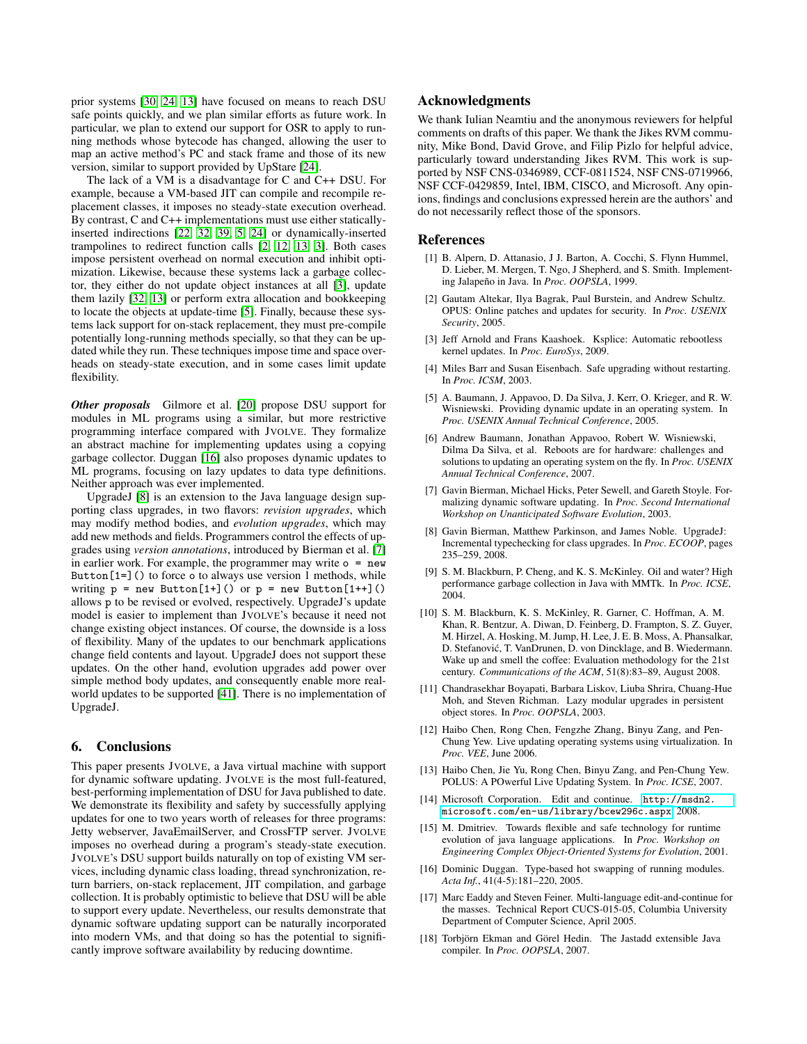prior systems [30, 24, 13] have focused on means to reach DSU safe points quickly, and we plan similar efforts as future work. In particular, we plan to extend our support for OSR to apply to running methods whose bytecode has changed, allowing the user to map an active method's PC and stack frame and those of its new version, similar to support provided by UpStare [24].

The lack of a VM is a disadvantage for C and C++ DSU. For example, because a VM-based JIT can compile and recompile replacement classes, it imposes no steady-state execution overhead. By contrast, C and C++ implementations must use either statically-inserted indirections [22, 32, 39, 5, 24] or dynamically-inserted trampolines to redirect function calls [2, 12, 13, 3]. Both cases impose persistent overhead on normal execution and inhibit optimization. Likewise, because these systems lack a garbage collector, they either do not update object instances at all [3], update them lazily [32, 13] or perform extra allocation and bookkeeping to locate the objects at update-time [5]. Finally, because these systems lack support for on-stack replacement, they must pre-compile potentially long-running methods specially, so that they can be updated while they run. These techniques impose time and space overheads on steady-state execution, and in some cases limit update flexibility.

***Other proposals*** Gilmore et al. [20] propose DSU support for modules in ML programs using a similar, but more restrictive programming interface compared with JVOLVE. They formalize an abstract machine for implementing updates using a copying garbage collector. Duggan [16] also proposes dynamic updates to ML programs, focusing on lazy updates to data type definitions. Neither approach was ever implemented.

UpgradeJ [8] is an extension to the Java language design supporting class upgrades, in two flavors: *revision upgrades*, which may modify method bodies, and *evolution upgrades*, which may add new methods and fields. Programmers control the effects of upgrades using *version annotations*, introduced by Bierman et al. [7] in earlier work. For example, the programmer may write `o = new Button[1=]()` to force `o` to always use version 1 methods, while writing `p = new Button[1+]()` or `p = new Button[1++]()` allows `p` to be revised or evolved, respectively. UpgradeJ's update model is easier to implement than JVOLVE's because it need not change existing object instances. Of course, the downside is a loss of flexibility. Many of the updates to our benchmark applications change field contents and layout. UpgradeJ does not support these updates. On the other hand, evolution upgrades add power over simple method body updates, and consequently enable more real-world updates to be supported [41]. There is no implementation of UpgradeJ.

## 6. Conclusions

This paper presents JVOLVE, a Java virtual machine with support for dynamic software updating. JVOLVE is the most full-featured, best-performing implementation of DSU for Java published to date. We demonstrate its flexibility and safety by successfully applying updates for one to two years worth of releases for three programs: Jetty webserver, JavaEmailServer, and CrossFTP server. JVOLVE imposes no overhead during a program's steady-state execution. JVOLVE's DSU support builds naturally on top of existing VM services, including dynamic class loading, thread synchronization, return barriers, on-stack replacement, JIT compilation, and garbage collection. It is probably optimistic to believe that DSU will be able to support every update. Nevertheless, our results demonstrate that dynamic software updating support can be naturally incorporated into modern VMs, and that doing so has the potential to significantly improve software availability by reducing downtime.

## Acknowledgments

We thank Iulian Neamtiu and the anonymous reviewers for helpful comments on drafts of this paper. We thank the Jikes RVM community, Mike Bond, David Grove, and Filip Pizlo for helpful advice, particularly toward understanding Jikes RVM. This work is supported by NSF CNS-0346989, CCF-0811524, NSF CNS-0719966, NSF CCF-0429859, Intel, IBM, CISCO, and Microsoft. Any opinions, findings and conclusions expressed herein are the authors' and do not necessarily reflect those of the sponsors.

## References

[1] B. Alpern, D. Attanasio, J J. Barton, A. Cocchi, S. Flynn Hummel, D. Lieber, M. Mergen, T. Ngo, J Shepherd, and S. Smith. Implementing Jalapeño in Java. In *Proc. OOPSLA*, 1999.

[2] Gautam Altekar, Ilya Bagrak, Paul Burstein, and Andrew Schultz. OPUS: Online patches and updates for security. In *Proc. USENIX Security*, 2005.

[3] Jeff Arnold and Frans Kaashoek. Ksplice: Automatic rebootless kernel updates. In *Proc. EuroSys*, 2009.

[4] Miles Barr and Susan Eisenbach. Safe upgrading without restarting. In *Proc. ICSM*, 2003.

[5] A. Baumann, J. Appavoo, D. Da Silva, J. Kerr, O. Krieger, and R. W. Wisniewski. Providing dynamic update in an operating system. In *Proc. USENIX Annual Technical Conference*, 2005.

[6] Andrew Baumann, Jonathan Appavoo, Robert W. Wisniewski, Dilma Da Silva, et al. Reboots are for hardware: challenges and solutions to updating an operating system on the fly. In *Proc. USENIX Annual Technical Conference*, 2007.

[7] Gavin Bierman, Michael Hicks, Peter Sewell, and Gareth Stoyle. Formalizing dynamic software updating. In *Proc. Second International Workshop on Unanticipated Software Evolution*, 2003.

[8] Gavin Bierman, Matthew Parkinson, and James Noble. UpgradeJ: Incremental typechecking for class upgrades. In *Proc. ECOOP*, pages 235–259, 2008.

[9] S. M. Blackburn, P. Cheng, and K. S. McKinley. Oil and water? High performance garbage collection in Java with MMTk. In *Proc. ICSE*, 2004.

[10] S. M. Blackburn, K. S. McKinley, R. Garner, C. Hoffman, A. M. Khan, R. Bentzur, A. Diwan, D. Feinberg, D. Frampton, S. Z. Guyer, M. Hirzel, A. Hosking, M. Jump, H. Lee, J. E. B. Moss, A. Phansalkar, D. Stefanović, T. VanDrunen, D. von Dincklage, and B. Wiedermann. Wake up and smell the coffee: Evaluation methodology for the 21st century. *Communications of the ACM*, 51(8):83–89, August 2008.

[11] Chandrasekhar Boyapati, Barbara Liskov, Liuba Shrira, Chuang-Hue Moh, and Steven Richman. Lazy modular upgrades in persistent object stores. In *Proc. OOPSLA*, 2003.

[12] Haibo Chen, Rong Chen, Fengzhe Zhang, Binyu Zang, and Pen-Chung Yew. Live updating operating systems using virtualization. In *Proc. VEE*, June 2006.

[13] Haibo Chen, Jie Yu, Rong Chen, Binyu Zang, and Pen-Chung Yew. POLUS: A POwerful Live Updating System. In *Proc. ICSE*, 2007.

[14] Microsoft Corporation. Edit and continue. `http://msdn2.microsoft.com/en-us/library/bcew296c.aspx`, 2008.

[15] M. Dmitriev. Towards flexible and safe technology for runtime evolution of java language applications. In *Proc. Workshop on Engineering Complex Object-Oriented Systems for Evolution*, 2001.

[16] Dominic Duggan. Type-based hot swapping of running modules. *Acta Inf.*, 41(4-5):181–220, 2005.

[17] Marc Eaddy and Steven Feiner. Multi-language edit-and-continue for the masses. Technical Report CUCS-015-05, Columbia University Department of Computer Science, April 2005.

[18] Torbjörn Ekman and Görel Hedin. The Jastadd extensible Java compiler. In *Proc. OOPSLA*, 2007.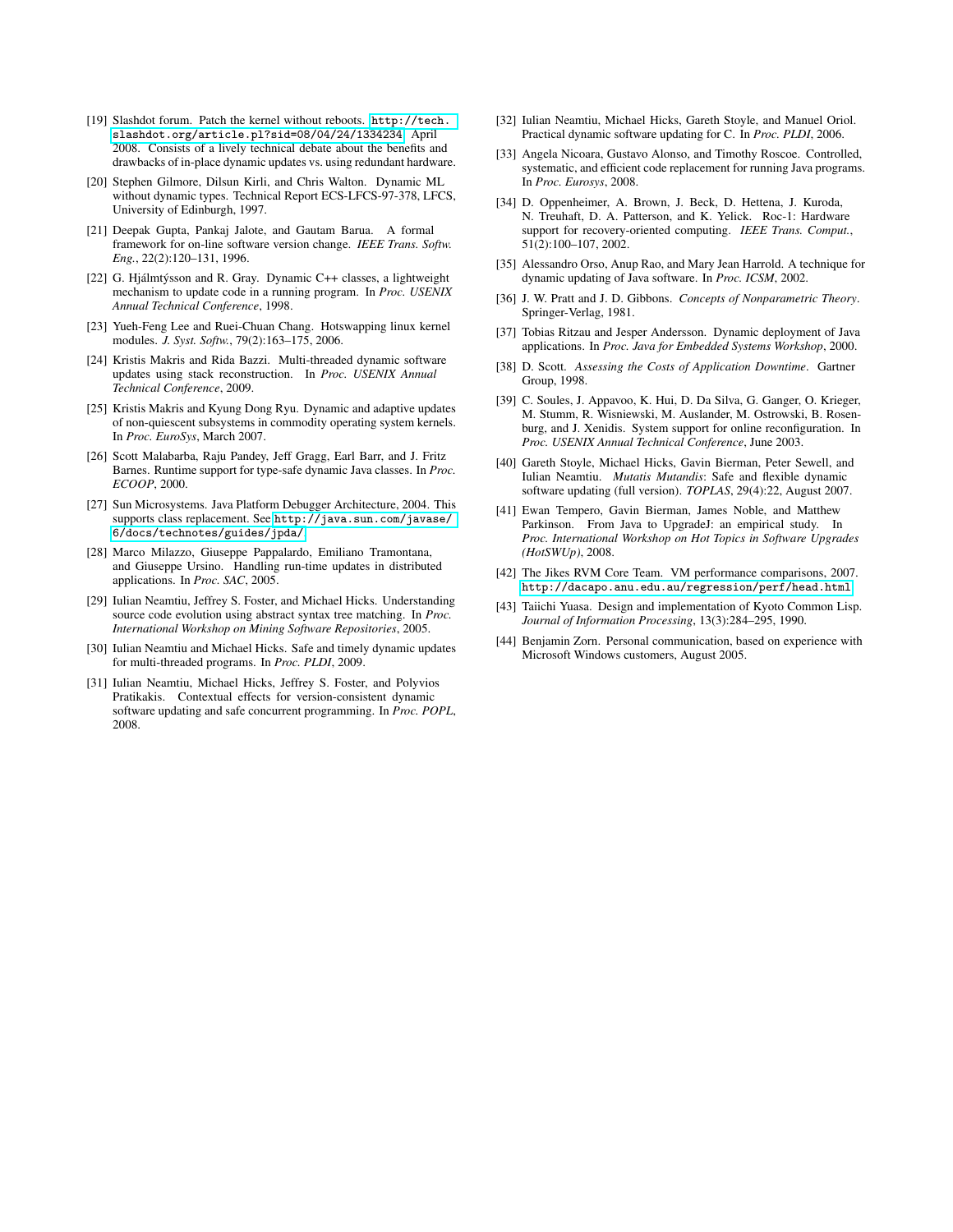[19] Slashdot forum. Patch the kernel without reboots. http://tech.slashdot.org/article.pl?sid=08/04/24/1334234, April 2008. Consists of a lively technical debate about the benefits and drawbacks of in-place dynamic updates vs. using redundant hardware.

[20] Stephen Gilmore, Dilsun Kirli, and Chris Walton. Dynamic ML without dynamic types. Technical Report ECS-LFCS-97-378, LFCS, University of Edinburgh, 1997.

[21] Deepak Gupta, Pankaj Jalote, and Gautam Barua. A formal framework for on-line software version change. *IEEE Trans. Softw. Eng.*, 22(2):120–131, 1996.

[22] G. Hjálmtýsson and R. Gray. Dynamic C++ classes, a lightweight mechanism to update code in a running program. In *Proc. USENIX Annual Technical Conference*, 1998.

[23] Yueh-Feng Lee and Ruei-Chuan Chang. Hotswapping linux kernel modules. *J. Syst. Softw.*, 79(2):163–175, 2006.

[24] Kristis Makris and Rida Bazzi. Multi-threaded dynamic software updates using stack reconstruction. In *Proc. USENIX Annual Technical Conference*, 2009.

[25] Kristis Makris and Kyung Dong Ryu. Dynamic and adaptive updates of non-quiescent subsystems in commodity operating system kernels. In *Proc. EuroSys*, March 2007.

[26] Scott Malabarba, Raju Pandey, Jeff Gragg, Earl Barr, and J. Fritz Barnes. Runtime support for type-safe dynamic Java classes. In *Proc. ECOOP*, 2000.

[27] Sun Microsystems. Java Platform Debugger Architecture, 2004. This supports class replacement. See http://java.sun.com/javase/6/docs/technotes/guides/jpda/.

[28] Marco Milazzo, Giuseppe Pappalardo, Emiliano Tramontana, and Giuseppe Ursino. Handling run-time updates in distributed applications. In *Proc. SAC*, 2005.

[29] Iulian Neamtiu, Jeffrey S. Foster, and Michael Hicks. Understanding source code evolution using abstract syntax tree matching. In *Proc. International Workshop on Mining Software Repositories*, 2005.

[30] Iulian Neamtiu and Michael Hicks. Safe and timely dynamic updates for multi-threaded programs. In *Proc. PLDI*, 2009.

[31] Iulian Neamtiu, Michael Hicks, Jeffrey S. Foster, and Polyvios Pratikakis. Contextual effects for version-consistent dynamic software updating and safe concurrent programming. In *Proc. POPL*, 2008.

[32] Iulian Neamtiu, Michael Hicks, Gareth Stoyle, and Manuel Oriol. Practical dynamic software updating for C. In *Proc. PLDI*, 2006.

[33] Angela Nicoara, Gustavo Alonso, and Timothy Roscoe. Controlled, systematic, and efficient code replacement for running Java programs. In *Proc. Eurosys*, 2008.

[34] D. Oppenheimer, A. Brown, J. Beck, D. Hettena, J. Kuroda, N. Treuhaft, D. A. Patterson, and K. Yelick. Roc-1: Hardware support for recovery-oriented computing. *IEEE Trans. Comput.*, 51(2):100–107, 2002.

[35] Alessandro Orso, Anup Rao, and Mary Jean Harrold. A technique for dynamic updating of Java software. In *Proc. ICSM*, 2002.

[36] J. W. Pratt and J. D. Gibbons. *Concepts of Nonparametric Theory*. Springer-Verlag, 1981.

[37] Tobias Ritzau and Jesper Andersson. Dynamic deployment of Java applications. In *Proc. Java for Embedded Systems Workshop*, 2000.

[38] D. Scott. *Assessing the Costs of Application Downtime*. Gartner Group, 1998.

[39] C. Soules, J. Appavoo, K. Hui, D. Da Silva, G. Ganger, O. Krieger, M. Stumm, R. Wisniewski, M. Auslander, M. Ostrowski, B. Rosenburg, and J. Xenidis. System support for online reconfiguration. In *Proc. USENIX Annual Technical Conference*, June 2003.

[40] Gareth Stoyle, Michael Hicks, Gavin Bierman, Peter Sewell, and Iulian Neamtiu. *Mutatis Mutandis*: Safe and flexible dynamic software updating (full version). *TOPLAS*, 29(4):22, August 2007.

[41] Ewan Tempero, Gavin Bierman, James Noble, and Matthew Parkinson. From Java to UpgradeJ: an empirical study. In *Proc. International Workshop on Hot Topics in Software Upgrades (HotSWUp)*, 2008.

[42] The Jikes RVM Core Team. VM performance comparisons, 2007. http://dacapo.anu.edu.au/regression/perf/head.html.

[43] Taiichi Yuasa. Design and implementation of Kyoto Common Lisp. *Journal of Information Processing*, 13(3):284–295, 1990.

[44] Benjamin Zorn. Personal communication, based on experience with Microsoft Windows customers, August 2005.